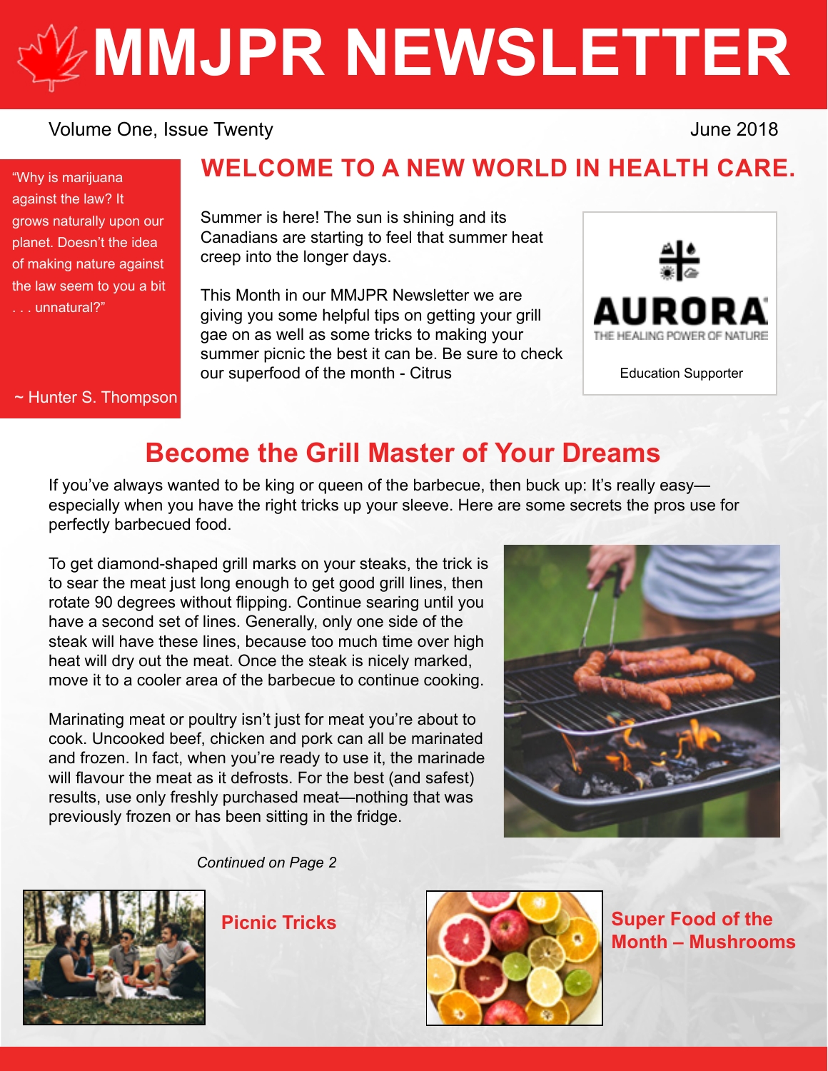# MMJPR NEWSLETTER

Volume One, Issue Twenty

June 2018

> "Why is marijuana against the law? It grows naturally upon our planet. Doesn't the idea of making nature against the law seem to you a bit . . . unnatural?"
>
> ~ Hunter S. Thompson

## WELCOME TO A NEW WORLD IN HEALTH CARE.

Summer is here! The sun is shining and its Canadians are starting to feel that summer heat creep into the longer days.

This Month in our MMJPR Newsletter we are giving you some helpful tips on getting your grill gae on as well as some tricks to making your summer picnic the best it can be. Be sure to check our superfood of the month - Citrus

AURORA
THE HEALING POWER OF NATURE

Education Supporter

## Become the Grill Master of Your Dreams

If you've always wanted to be king or queen of the barbecue, then buck up: It's really easy—especially when you have the right tricks up your sleeve. Here are some secrets the pros use for perfectly barbecued food.

To get diamond-shaped grill marks on your steaks, the trick is to sear the meat just long enough to get good grill lines, then rotate 90 degrees without flipping. Continue searing until you have a second set of lines. Generally, only one side of the steak will have these lines, because too much time over high heat will dry out the meat. Once the steak is nicely marked, move it to a cooler area of the barbecue to continue cooking.

Marinating meat or poultry isn't just for meat you're about to cook. Uncooked beef, chicken and pork can all be marinated and frozen. In fact, when you're ready to use it, the marinade will flavour the meat as it defrosts. For the best (and safest) results, use only freshly purchased meat—nothing that was previously frozen or has been sitting in the fridge.

*Continued on Page 2*

### Picnic Tricks

### Super Food of the Month – Mushrooms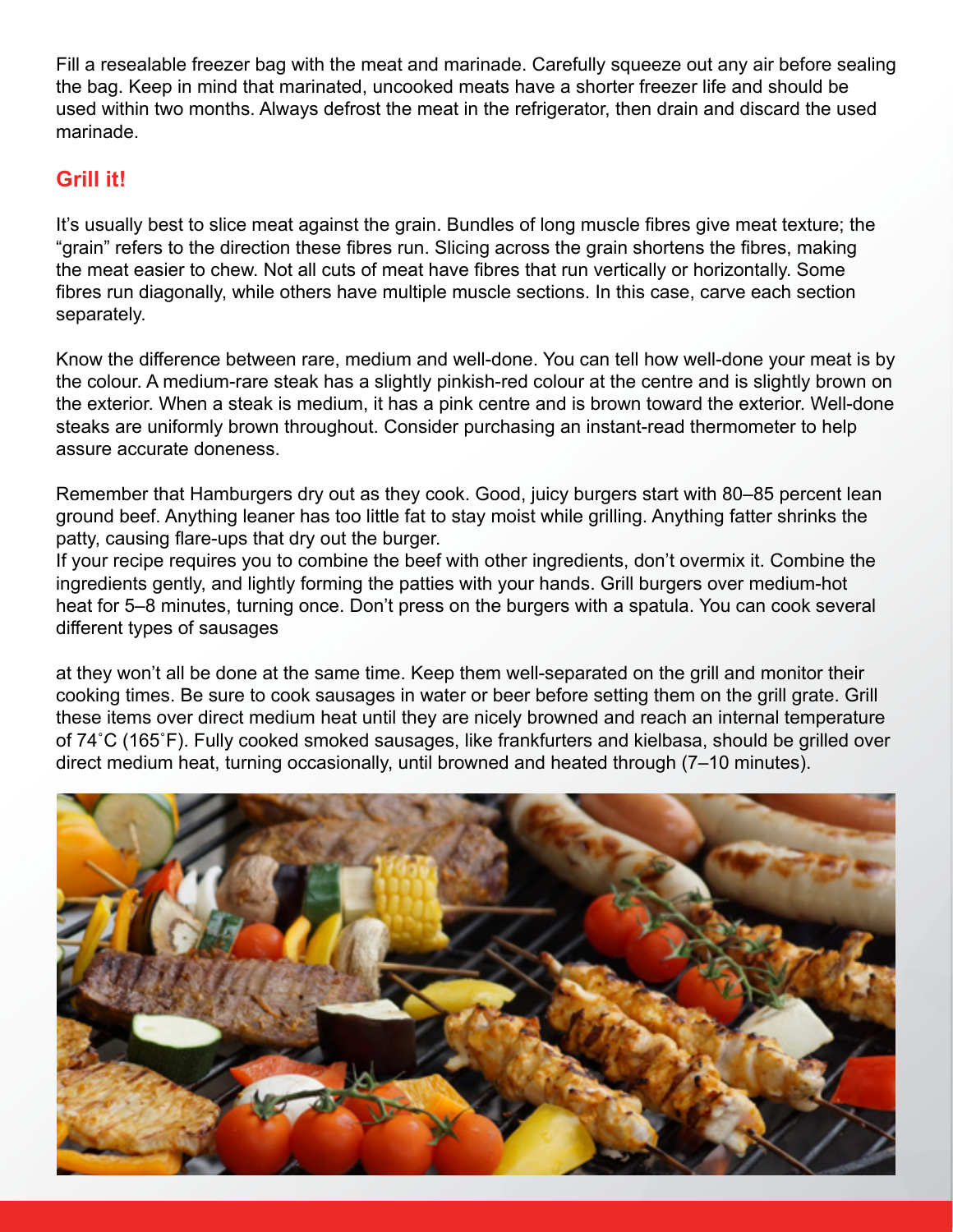Fill a resealable freezer bag with the meat and marinade. Carefully squeeze out any air before sealing the bag. Keep in mind that marinated, uncooked meats have a shorter freezer life and should be used within two months. Always defrost the meat in the refrigerator, then drain and discard the used marinade.

## Grill it!

It's usually best to slice meat against the grain. Bundles of long muscle fibres give meat texture; the "grain" refers to the direction these fibres run. Slicing across the grain shortens the fibres, making the meat easier to chew. Not all cuts of meat have fibres that run vertically or horizontally. Some fibres run diagonally, while others have multiple muscle sections. In this case, carve each section separately.

Know the difference between rare, medium and well-done. You can tell how well-done your meat is by the colour. A medium-rare steak has a slightly pinkish-red colour at the centre and is slightly brown on the exterior. When a steak is medium, it has a pink centre and is brown toward the exterior. Well-done steaks are uniformly brown throughout. Consider purchasing an instant-read thermometer to help assure accurate doneness.

Remember that Hamburgers dry out as they cook. Good, juicy burgers start with 80–85 percent lean ground beef. Anything leaner has too little fat to stay moist while grilling. Anything fatter shrinks the patty, causing flare-ups that dry out the burger.
If your recipe requires you to combine the beef with other ingredients, don't overmix it. Combine the ingredients gently, and lightly forming the patties with your hands. Grill burgers over medium-hot heat for 5–8 minutes, turning once. Don't press on the burgers with a spatula. You can cook several different types of sausages

at they won't all be done at the same time. Keep them well-separated on the grill and monitor their cooking times. Be sure to cook sausages in water or beer before setting them on the grill grate. Grill these items over direct medium heat until they are nicely browned and reach an internal temperature of 74˚C (165˚F). Fully cooked smoked sausages, like frankfurters and kielbasa, should be grilled over direct medium heat, turning occasionally, until browned and heated through (7–10 minutes).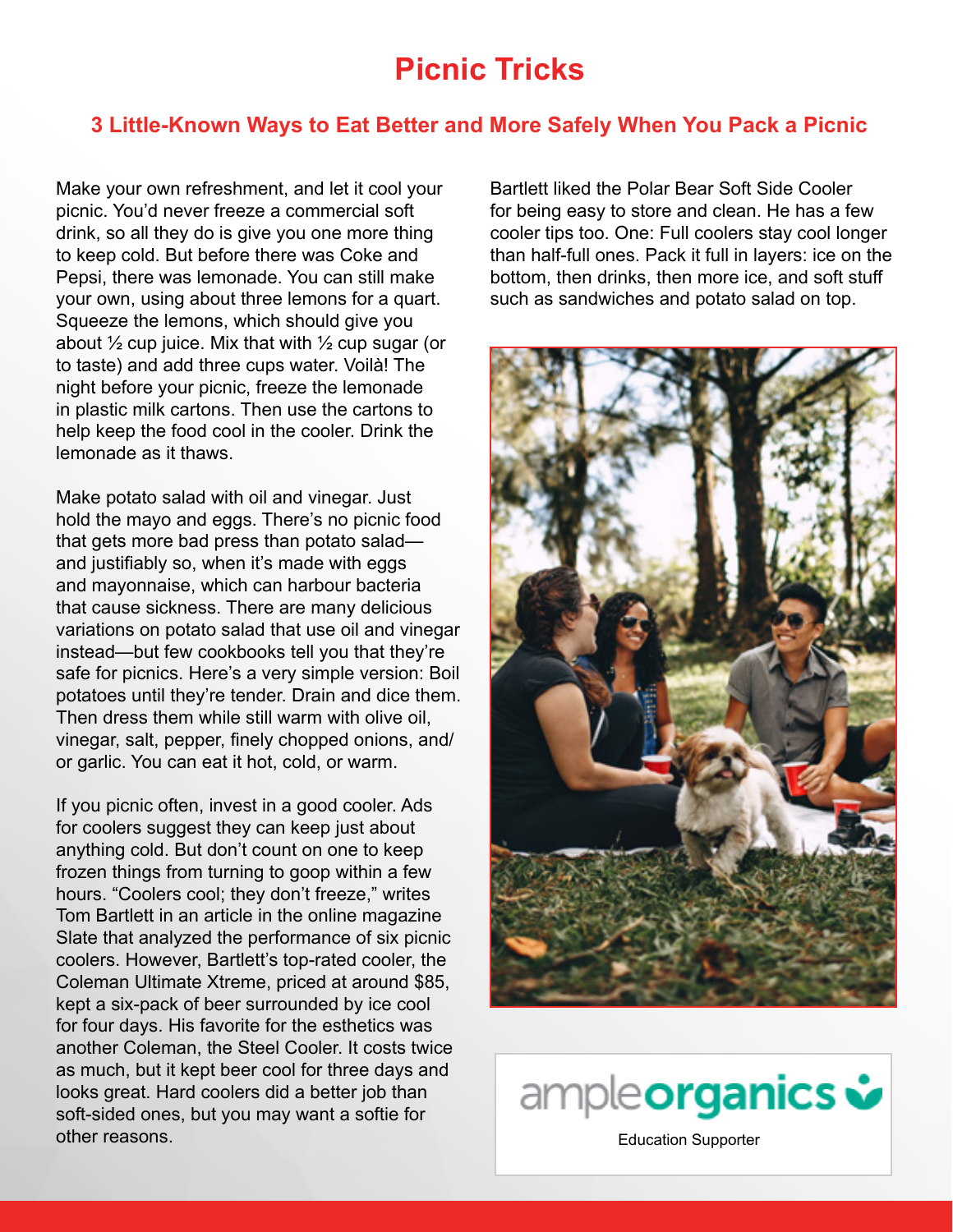# Picnic Tricks

## 3 Little-Known Ways to Eat Better and More Safely When You Pack a Picnic

Make your own refreshment, and let it cool your picnic. You'd never freeze a commercial soft drink, so all they do is give you one more thing to keep cold. But before there was Coke and Pepsi, there was lemonade. You can still make your own, using about three lemons for a quart. Squeeze the lemons, which should give you about ½ cup juice. Mix that with ½ cup sugar (or to taste) and add three cups water. Voilà! The night before your picnic, freeze the lemonade in plastic milk cartons. Then use the cartons to help keep the food cool in the cooler. Drink the lemonade as it thaws.

Make potato salad with oil and vinegar. Just hold the mayo and eggs. There's no picnic food that gets more bad press than potato salad—and justifiably so, when it's made with eggs and mayonnaise, which can harbour bacteria that cause sickness. There are many delicious variations on potato salad that use oil and vinegar instead—but few cookbooks tell you that they're safe for picnics. Here's a very simple version: Boil potatoes until they're tender. Drain and dice them. Then dress them while still warm with olive oil, vinegar, salt, pepper, finely chopped onions, and/or garlic. You can eat it hot, cold, or warm.

If you picnic often, invest in a good cooler. Ads for coolers suggest they can keep just about anything cold. But don't count on one to keep frozen things from turning to goop within a few hours. "Coolers cool; they don't freeze," writes Tom Bartlett in an article in the online magazine Slate that analyzed the performance of six picnic coolers. However, Bartlett's top-rated cooler, the Coleman Ultimate Xtreme, priced at around $85, kept a six-pack of beer surrounded by ice cool for four days. His favorite for the esthetics was another Coleman, the Steel Cooler. It costs twice as much, but it kept beer cool for three days and looks great. Hard coolers did a better job than soft-sided ones, but you may want a softie for other reasons.

Bartlett liked the Polar Bear Soft Side Cooler for being easy to store and clean. He has a few cooler tips too. One: Full coolers stay cool longer than half-full ones. Pack it full in layers: ice on the bottom, then drinks, then more ice, and soft stuff such as sandwiches and potato salad on top.

ampleorganics

Education Supporter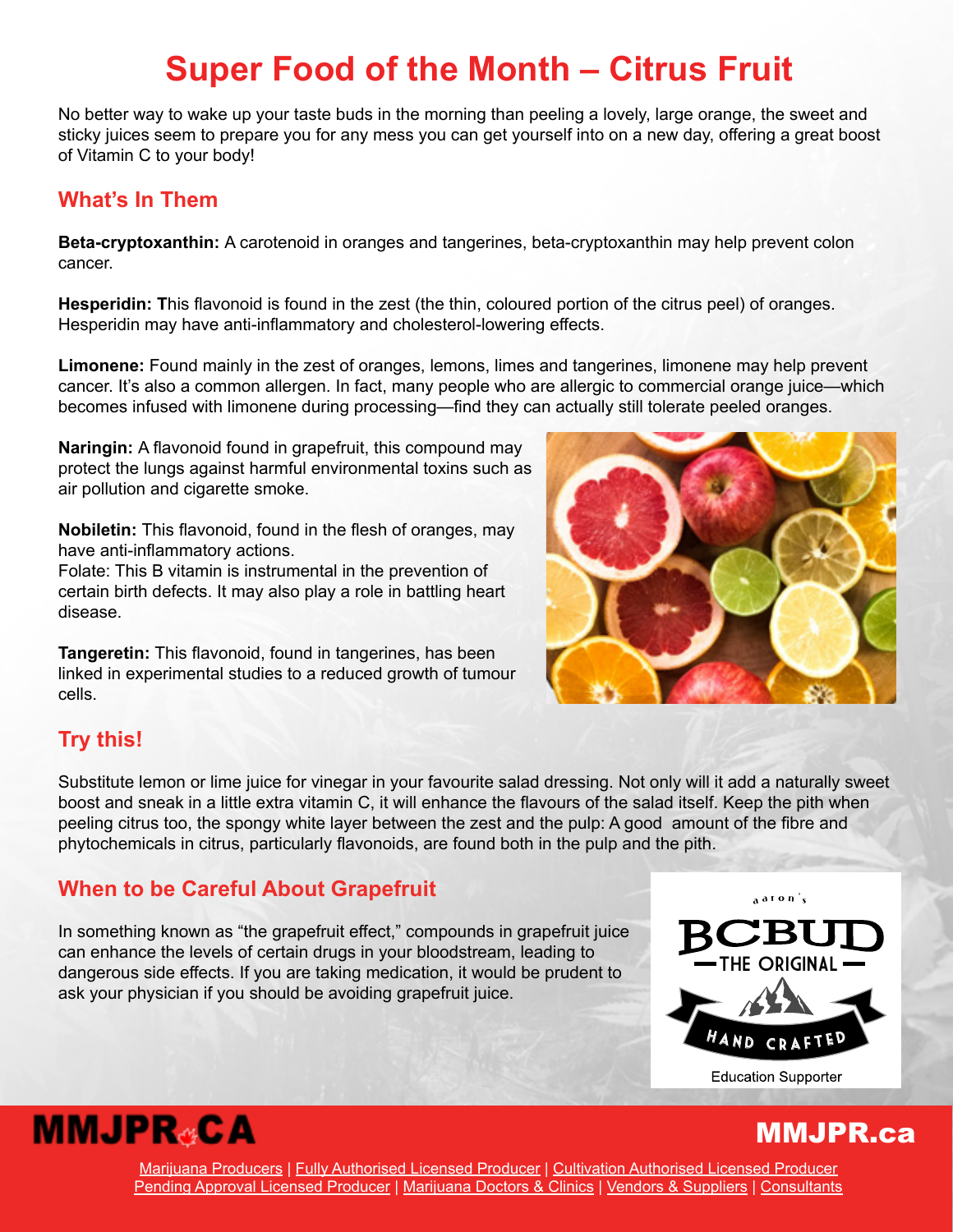# Super Food of the Month – Citrus Fruit

No better way to wake up your taste buds in the morning than peeling a lovely, large orange, the sweet and sticky juices seem to prepare you for any mess you can get yourself into on a new day, offering a great boost of Vitamin C to your body!

## What's In Them

**Beta-cryptoxanthin:** A carotenoid in oranges and tangerines, beta-cryptoxanthin may help prevent colon cancer.

**Hesperidin: T**his flavonoid is found in the zest (the thin, coloured portion of the citrus peel) of oranges. Hesperidin may have anti-inflammatory and cholesterol-lowering effects.

**Limonene:** Found mainly in the zest of oranges, lemons, limes and tangerines, limonene may help prevent cancer. It's also a common allergen. In fact, many people who are allergic to commercial orange juice—which becomes infused with limonene during processing—find they can actually still tolerate peeled oranges.

**Naringin:** A flavonoid found in grapefruit, this compound may protect the lungs against harmful environmental toxins such as air pollution and cigarette smoke.

**Nobiletin:** This flavonoid, found in the flesh of oranges, may have anti-inflammatory actions.
Folate: This B vitamin is instrumental in the prevention of certain birth defects. It may also play a role in battling heart disease.

**Tangeretin:** This flavonoid, found in tangerines, has been linked in experimental studies to a reduced growth of tumour cells.

## Try this!

Substitute lemon or lime juice for vinegar in your favourite salad dressing. Not only will it add a naturally sweet boost and sneak in a little extra vitamin C, it will enhance the flavours of the salad itself. Keep the pith when peeling citrus too, the spongy white layer between the zest and the pulp: A good amount of the fibre and phytochemicals in citrus, particularly flavonoids, are found both in the pulp and the pith.

## When to be Careful About Grapefruit

In something known as "the grapefruit effect," compounds in grapefruit juice can enhance the levels of certain drugs in your bloodstream, leading to dangerous side effects. If you are taking medication, it would be prudent to ask your physician if you should be avoiding grapefruit juice.

aaron's BCBUD THE ORIGINAL HAND CRAFTED

Education Supporter

MMJPR.CA

MMJPR.ca

Marijuana Producers | Fully Authorised Licensed Producer | Cultivation Authorised Licensed Producer
Pending Approval Licensed Producer | Marijuana Doctors & Clinics | Vendors & Suppliers | Consultants